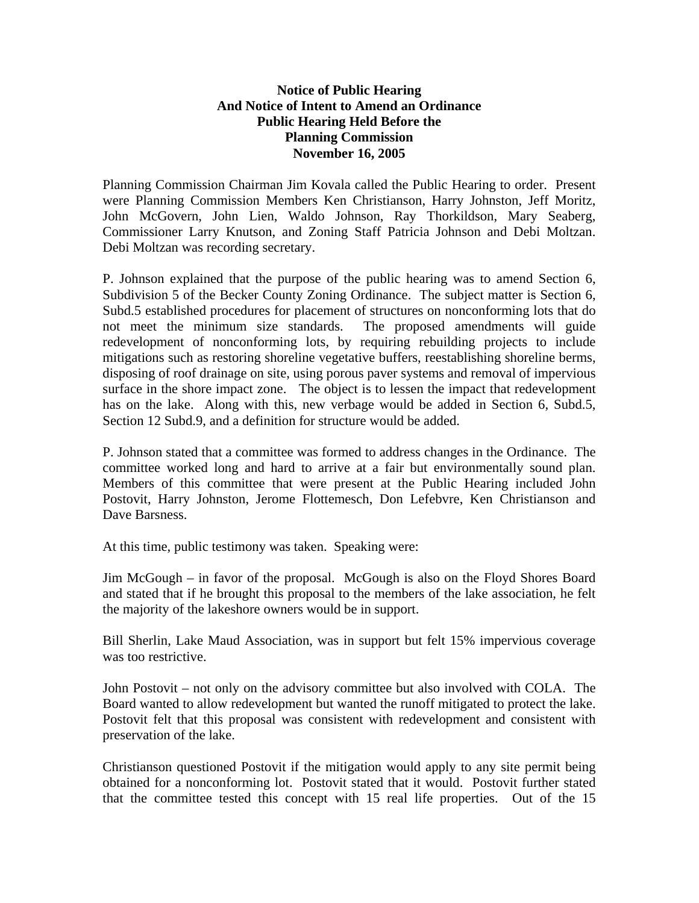**Notice of Public Hearing**
**And Notice of Intent to Amend an Ordinance**
**Public Hearing Held Before the**
**Planning Commission**
**November 16, 2005**

Planning Commission Chairman Jim Kovala called the Public Hearing to order. Present were Planning Commission Members Ken Christianson, Harry Johnston, Jeff Moritz, John McGovern, John Lien, Waldo Johnson, Ray Thorkildson, Mary Seaberg, Commissioner Larry Knutson, and Zoning Staff Patricia Johnson and Debi Moltzan. Debi Moltzan was recording secretary.

P. Johnson explained that the purpose of the public hearing was to amend Section 6, Subdivision 5 of the Becker County Zoning Ordinance. The subject matter is Section 6, Subd.5 established procedures for placement of structures on nonconforming lots that do not meet the minimum size standards. The proposed amendments will guide redevelopment of nonconforming lots, by requiring rebuilding projects to include mitigations such as restoring shoreline vegetative buffers, reestablishing shoreline berms, disposing of roof drainage on site, using porous paver systems and removal of impervious surface in the shore impact zone. The object is to lessen the impact that redevelopment has on the lake. Along with this, new verbage would be added in Section 6, Subd.5, Section 12 Subd.9, and a definition for structure would be added.

P. Johnson stated that a committee was formed to address changes in the Ordinance. The committee worked long and hard to arrive at a fair but environmentally sound plan. Members of this committee that were present at the Public Hearing included John Postovit, Harry Johnston, Jerome Flottemesch, Don Lefebvre, Ken Christianson and Dave Barsness.

At this time, public testimony was taken. Speaking were:

Jim McGough – in favor of the proposal. McGough is also on the Floyd Shores Board and stated that if he brought this proposal to the members of the lake association, he felt the majority of the lakeshore owners would be in support.

Bill Sherlin, Lake Maud Association, was in support but felt 15% impervious coverage was too restrictive.

John Postovit – not only on the advisory committee but also involved with COLA. The Board wanted to allow redevelopment but wanted the runoff mitigated to protect the lake. Postovit felt that this proposal was consistent with redevelopment and consistent with preservation of the lake.

Christianson questioned Postovit if the mitigation would apply to any site permit being obtained for a nonconforming lot. Postovit stated that it would. Postovit further stated that the committee tested this concept with 15 real life properties. Out of the 15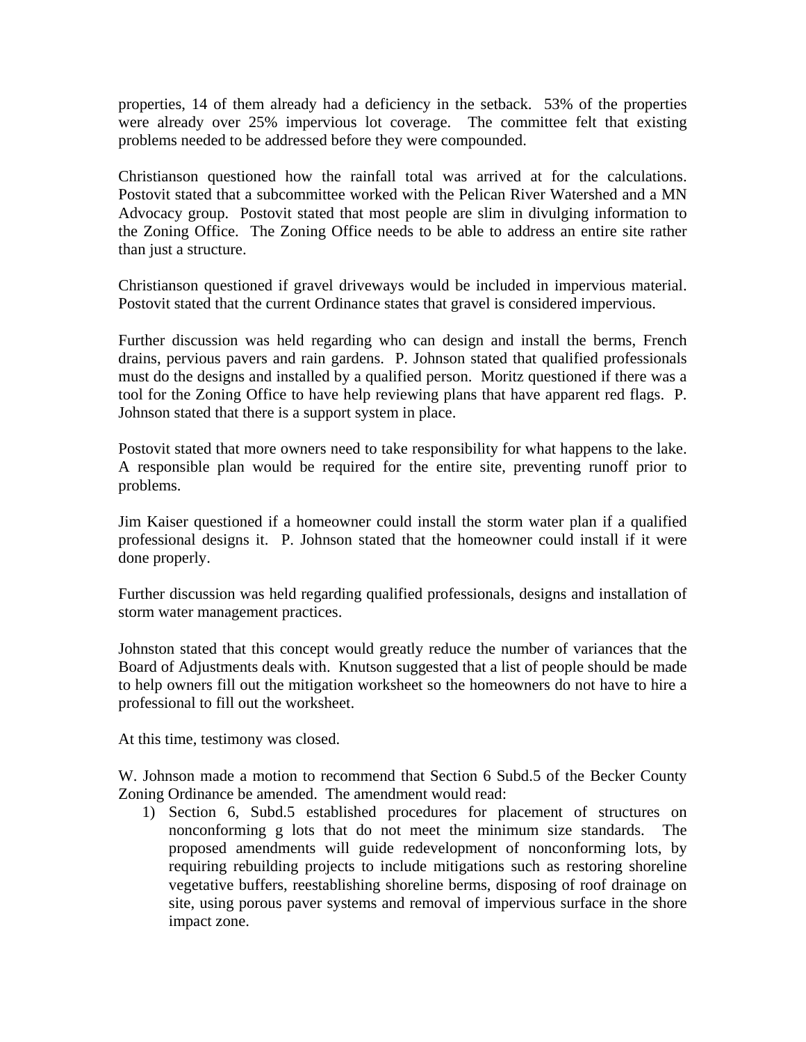properties, 14 of them already had a deficiency in the setback. 53% of the properties were already over 25% impervious lot coverage. The committee felt that existing problems needed to be addressed before they were compounded.

Christianson questioned how the rainfall total was arrived at for the calculations. Postovit stated that a subcommittee worked with the Pelican River Watershed and a MN Advocacy group. Postovit stated that most people are slim in divulging information to the Zoning Office. The Zoning Office needs to be able to address an entire site rather than just a structure.

Christianson questioned if gravel driveways would be included in impervious material. Postovit stated that the current Ordinance states that gravel is considered impervious.

Further discussion was held regarding who can design and install the berms, French drains, pervious pavers and rain gardens. P. Johnson stated that qualified professionals must do the designs and installed by a qualified person. Moritz questioned if there was a tool for the Zoning Office to have help reviewing plans that have apparent red flags. P. Johnson stated that there is a support system in place.

Postovit stated that more owners need to take responsibility for what happens to the lake. A responsible plan would be required for the entire site, preventing runoff prior to problems.

Jim Kaiser questioned if a homeowner could install the storm water plan if a qualified professional designs it. P. Johnson stated that the homeowner could install if it were done properly.

Further discussion was held regarding qualified professionals, designs and installation of storm water management practices.

Johnston stated that this concept would greatly reduce the number of variances that the Board of Adjustments deals with. Knutson suggested that a list of people should be made to help owners fill out the mitigation worksheet so the homeowners do not have to hire a professional to fill out the worksheet.

At this time, testimony was closed.

W. Johnson made a motion to recommend that Section 6 Subd.5 of the Becker County Zoning Ordinance be amended. The amendment would read:

1) Section 6, Subd.5 established procedures for placement of structures on nonconforming g lots that do not meet the minimum size standards. The proposed amendments will guide redevelopment of nonconforming lots, by requiring rebuilding projects to include mitigations such as restoring shoreline vegetative buffers, reestablishing shoreline berms, disposing of roof drainage on site, using porous paver systems and removal of impervious surface in the shore impact zone.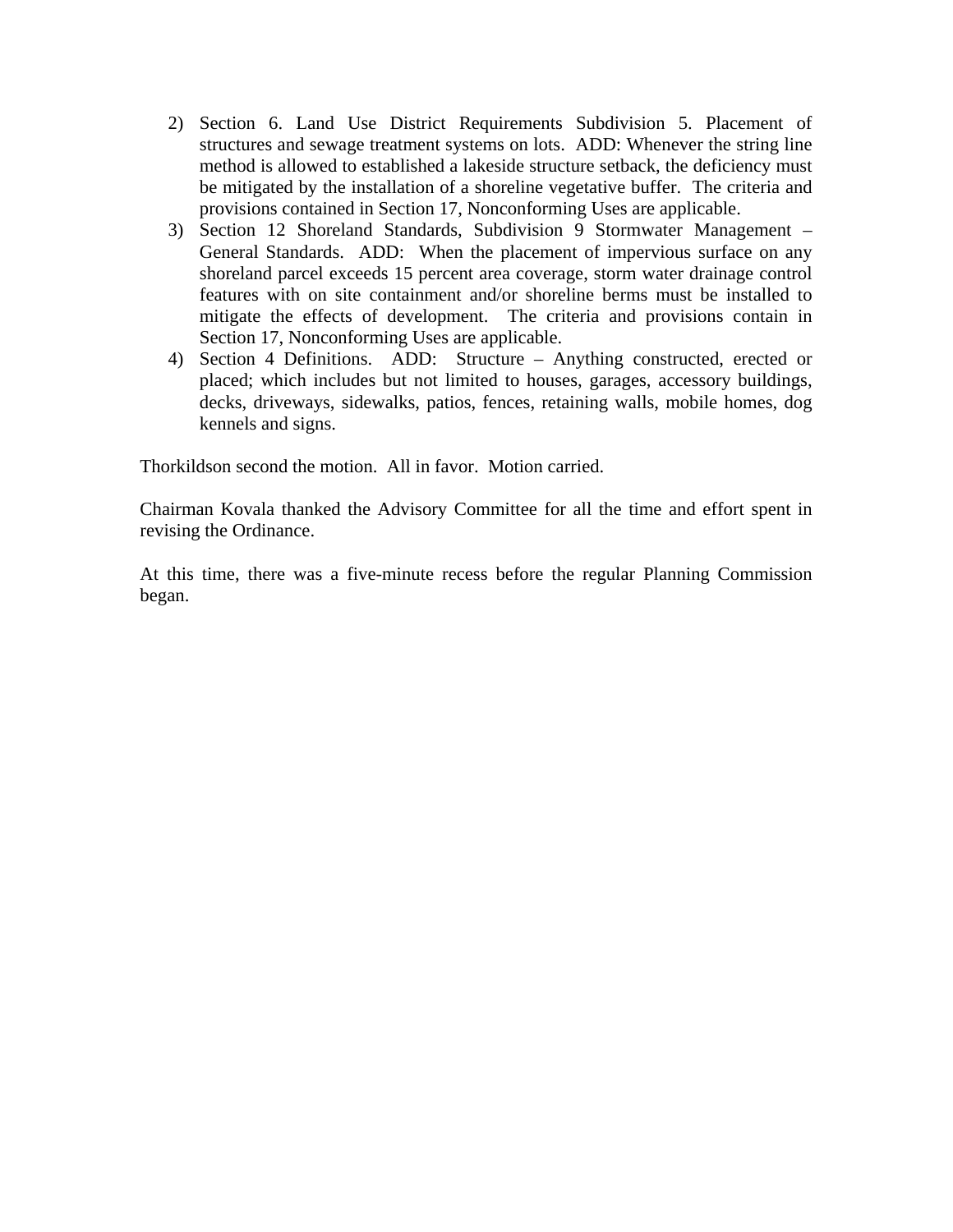2) Section 6. Land Use District Requirements Subdivision 5. Placement of structures and sewage treatment systems on lots. ADD: Whenever the string line method is allowed to established a lakeside structure setback, the deficiency must be mitigated by the installation of a shoreline vegetative buffer. The criteria and provisions contained in Section 17, Nonconforming Uses are applicable.
3) Section 12 Shoreland Standards, Subdivision 9 Stormwater Management – General Standards. ADD: When the placement of impervious surface on any shoreland parcel exceeds 15 percent area coverage, storm water drainage control features with on site containment and/or shoreline berms must be installed to mitigate the effects of development. The criteria and provisions contain in Section 17, Nonconforming Uses are applicable.
4) Section 4 Definitions. ADD: Structure – Anything constructed, erected or placed; which includes but not limited to houses, garages, accessory buildings, decks, driveways, sidewalks, patios, fences, retaining walls, mobile homes, dog kennels and signs.

Thorkildson second the motion. All in favor. Motion carried.

Chairman Kovala thanked the Advisory Committee for all the time and effort spent in revising the Ordinance.

At this time, there was a five-minute recess before the regular Planning Commission began.